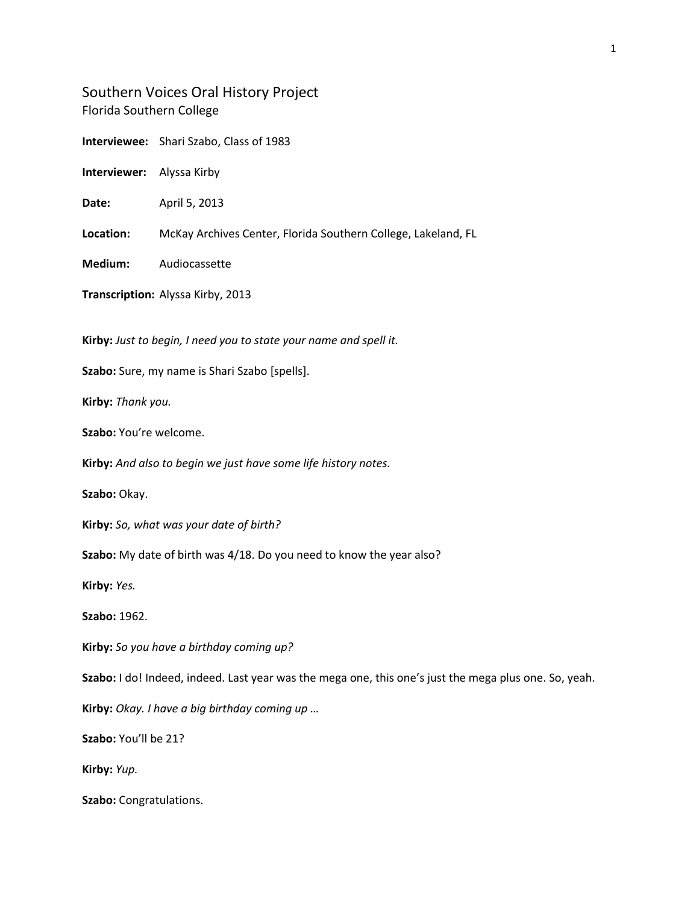# Southern Voices Oral History Project

Florida Southern College

**Interviewee:** Shari Szabo, Class of 1983

**Interviewer:** Alyssa Kirby

**Date:** April 5, 2013

**Location:** McKay Archives Center, Florida Southern College, Lakeland, FL

**Medium:** Audiocassette

**Transcription:** Alyssa Kirby, 2013

**Kirby:** *Just to begin, I need you to state your name and spell it.*

**Szabo:** Sure, my name is Shari Szabo [spells].

**Kirby:** *Thank you.*

**Szabo:** You're welcome.

**Kirby:** *And also to begin we just have some life history notes.*

**Szabo:** Okay.

**Kirby:** *So, what was your date of birth?*

**Szabo:** My date of birth was 4/18. Do you need to know the year also?

**Kirby:** *Yes.*

**Szabo:** 1962.

**Kirby:** *So you have a birthday coming up?*

**Szabo:** I do! Indeed, indeed. Last year was the mega one, this one's just the mega plus one. So, yeah.

**Kirby:** *Okay. I have a big birthday coming up …*

**Szabo:** You'll be 21?

**Kirby:** *Yup.*

**Szabo:** Congratulations.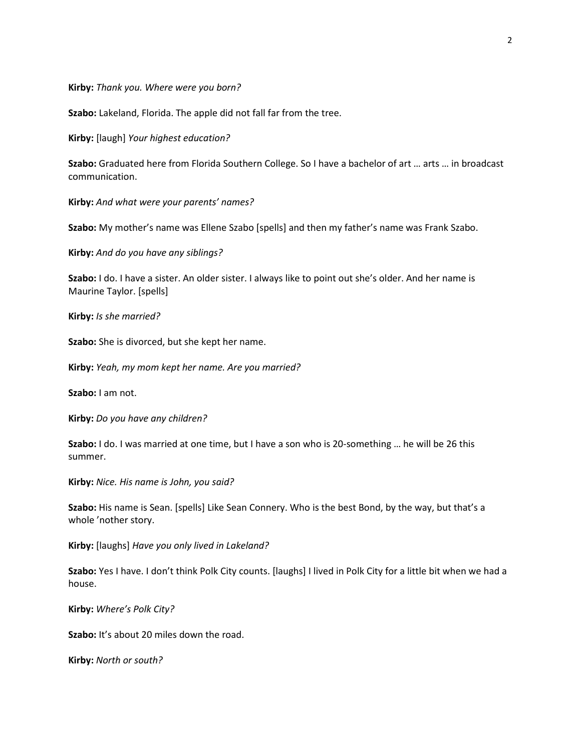**Kirby:** *Thank you. Where were you born?*

**Szabo:** Lakeland, Florida. The apple did not fall far from the tree.

**Kirby:** [laugh] *Your highest education?*

**Szabo:** Graduated here from Florida Southern College. So I have a bachelor of art … arts … in broadcast communication.

**Kirby:** *And what were your parents' names?*

**Szabo:** My mother's name was Ellene Szabo [spells] and then my father's name was Frank Szabo.

**Kirby:** *And do you have any siblings?*

**Szabo:** I do. I have a sister. An older sister. I always like to point out she's older. And her name is Maurine Taylor. [spells]

**Kirby:** *Is she married?*

**Szabo:** She is divorced, but she kept her name.

**Kirby:** *Yeah, my mom kept her name. Are you married?*

**Szabo:** I am not.

**Kirby:** *Do you have any children?*

**Szabo:** I do. I was married at one time, but I have a son who is 20-something … he will be 26 this summer.

**Kirby:** *Nice. His name is John, you said?*

**Szabo:** His name is Sean. [spells] Like Sean Connery. Who is the best Bond, by the way, but that's a whole 'nother story.

**Kirby:** [laughs] *Have you only lived in Lakeland?*

**Szabo:** Yes I have. I don't think Polk City counts. [laughs] I lived in Polk City for a little bit when we had a house.

**Kirby:** *Where's Polk City?*

**Szabo:** It's about 20 miles down the road.

**Kirby:** *North or south?*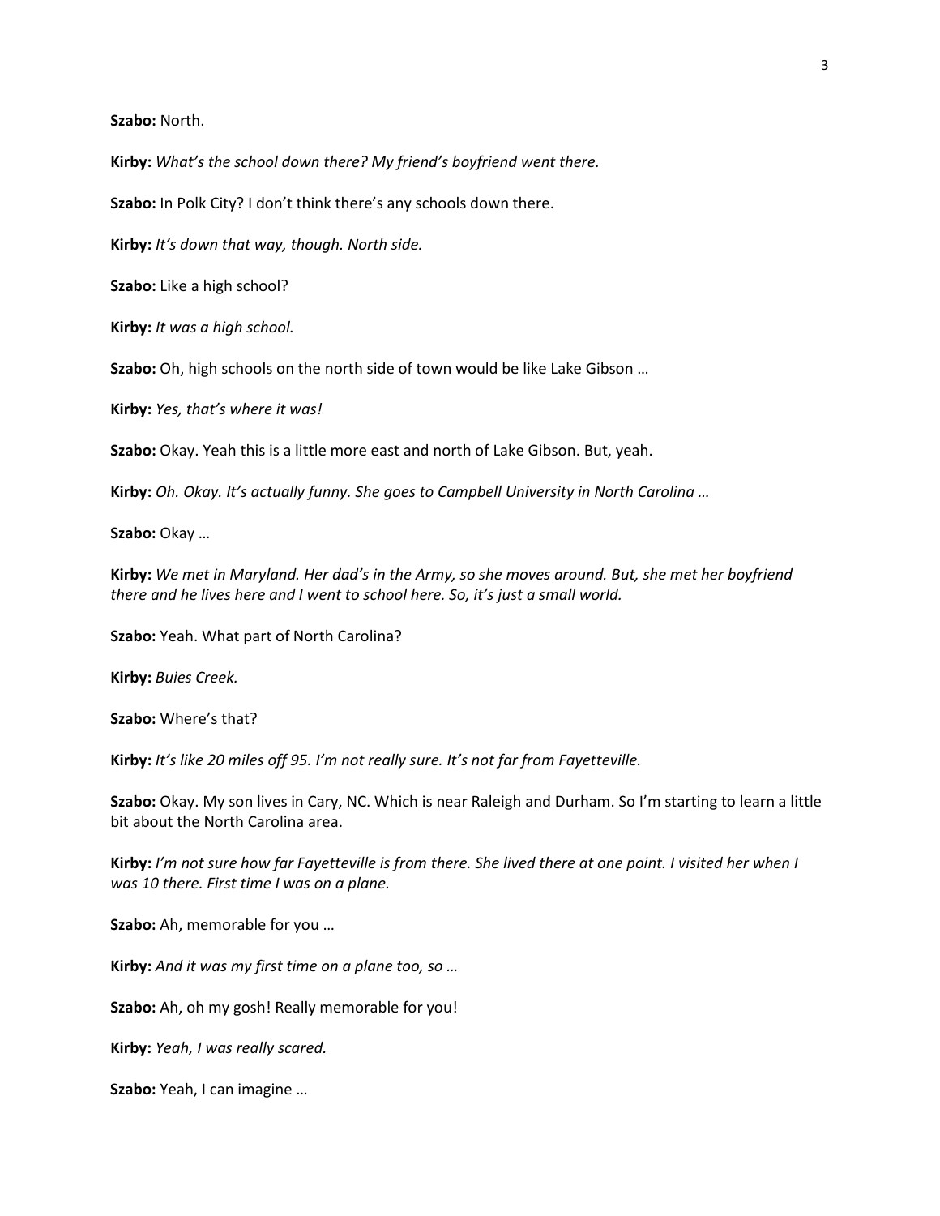**Szabo:** North.

**Kirby:** *What's the school down there? My friend's boyfriend went there.*

**Szabo:** In Polk City? I don't think there's any schools down there.

**Kirby:** *It's down that way, though. North side.*

**Szabo:** Like a high school?

**Kirby:** *It was a high school.*

**Szabo:** Oh, high schools on the north side of town would be like Lake Gibson …

**Kirby:** *Yes, that's where it was!*

**Szabo:** Okay. Yeah this is a little more east and north of Lake Gibson. But, yeah.

**Kirby:** *Oh. Okay. It's actually funny. She goes to Campbell University in North Carolina …*

**Szabo:** Okay …

**Kirby:** *We met in Maryland. Her dad's in the Army, so she moves around. But, she met her boyfriend there and he lives here and I went to school here. So, it's just a small world.*

**Szabo:** Yeah. What part of North Carolina?

**Kirby:** *Buies Creek.*

**Szabo:** Where's that?

**Kirby:** *It's like 20 miles off 95. I'm not really sure. It's not far from Fayetteville.*

**Szabo:** Okay. My son lives in Cary, NC. Which is near Raleigh and Durham. So I'm starting to learn a little bit about the North Carolina area.

**Kirby:** *I'm not sure how far Fayetteville is from there. She lived there at one point. I visited her when I was 10 there. First time I was on a plane.*

**Szabo:** Ah, memorable for you …

**Kirby:** *And it was my first time on a plane too, so …*

**Szabo:** Ah, oh my gosh! Really memorable for you!

**Kirby:** *Yeah, I was really scared.*

**Szabo:** Yeah, I can imagine …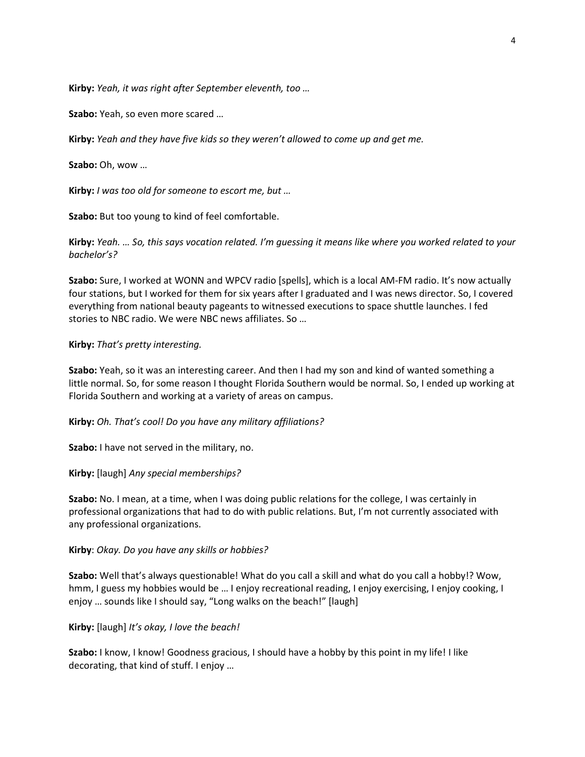**Kirby:** *Yeah, it was right after September eleventh, too …*

**Szabo:** Yeah, so even more scared …

**Kirby:** *Yeah and they have five kids so they weren't allowed to come up and get me.*

**Szabo:** Oh, wow …

**Kirby:** *I was too old for someone to escort me, but …*

**Szabo:** But too young to kind of feel comfortable.

**Kirby:** *Yeah. … So, this says vocation related. I'm guessing it means like where you worked related to your bachelor's?*

**Szabo:** Sure, I worked at WONN and WPCV radio [spells], which is a local AM-FM radio. It's now actually four stations, but I worked for them for six years after I graduated and I was news director. So, I covered everything from national beauty pageants to witnessed executions to space shuttle launches. I fed stories to NBC radio. We were NBC news affiliates. So …

**Kirby:** *That's pretty interesting.*

**Szabo:** Yeah, so it was an interesting career. And then I had my son and kind of wanted something a little normal. So, for some reason I thought Florida Southern would be normal. So, I ended up working at Florida Southern and working at a variety of areas on campus.

**Kirby:** *Oh. That's cool! Do you have any military affiliations?*

**Szabo:** I have not served in the military, no.

**Kirby:** [laugh] *Any special memberships?*

**Szabo:** No. I mean, at a time, when I was doing public relations for the college, I was certainly in professional organizations that had to do with public relations. But, I'm not currently associated with any professional organizations.

**Kirby**: *Okay. Do you have any skills or hobbies?*

**Szabo:** Well that's always questionable! What do you call a skill and what do you call a hobby!? Wow, hmm, I guess my hobbies would be … I enjoy recreational reading, I enjoy exercising, I enjoy cooking, I enjoy … sounds like I should say, "Long walks on the beach!" [laugh]

**Kirby:** [laugh] *It's okay, I love the beach!*

**Szabo:** I know, I know! Goodness gracious, I should have a hobby by this point in my life! I like decorating, that kind of stuff. I enjoy …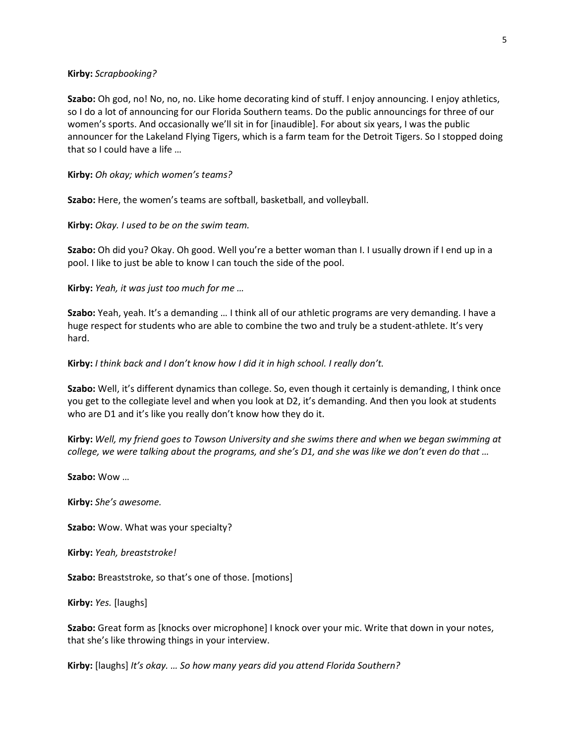**Kirby:** *Scrapbooking?*

**Szabo:** Oh god, no! No, no, no. Like home decorating kind of stuff. I enjoy announcing. I enjoy athletics, so I do a lot of announcing for our Florida Southern teams. Do the public announcings for three of our women's sports. And occasionally we'll sit in for [inaudible]. For about six years, I was the public announcer for the Lakeland Flying Tigers, which is a farm team for the Detroit Tigers. So I stopped doing that so I could have a life …

**Kirby:** *Oh okay; which women's teams?*

**Szabo:** Here, the women's teams are softball, basketball, and volleyball.

**Kirby:** *Okay. I used to be on the swim team.*

**Szabo:** Oh did you? Okay. Oh good. Well you're a better woman than I. I usually drown if I end up in a pool. I like to just be able to know I can touch the side of the pool.

**Kirby:** *Yeah, it was just too much for me …*

**Szabo:** Yeah, yeah. It's a demanding … I think all of our athletic programs are very demanding. I have a huge respect for students who are able to combine the two and truly be a student-athlete. It's very hard.

**Kirby:** *I think back and I don't know how I did it in high school. I really don't.*

**Szabo:** Well, it's different dynamics than college. So, even though it certainly is demanding, I think once you get to the collegiate level and when you look at D2, it's demanding. And then you look at students who are D1 and it's like you really don't know how they do it.

**Kirby:** *Well, my friend goes to Towson University and she swims there and when we began swimming at college, we were talking about the programs, and she's D1, and she was like we don't even do that …*

**Szabo:** Wow …

**Kirby:** *She's awesome.*

**Szabo:** Wow. What was your specialty?

**Kirby:** *Yeah, breaststroke!*

**Szabo:** Breaststroke, so that's one of those. [motions]

**Kirby:** *Yes.* [laughs]

**Szabo:** Great form as [knocks over microphone] I knock over your mic. Write that down in your notes, that she's like throwing things in your interview.

**Kirby:** [laughs] *It's okay. … So how many years did you attend Florida Southern?*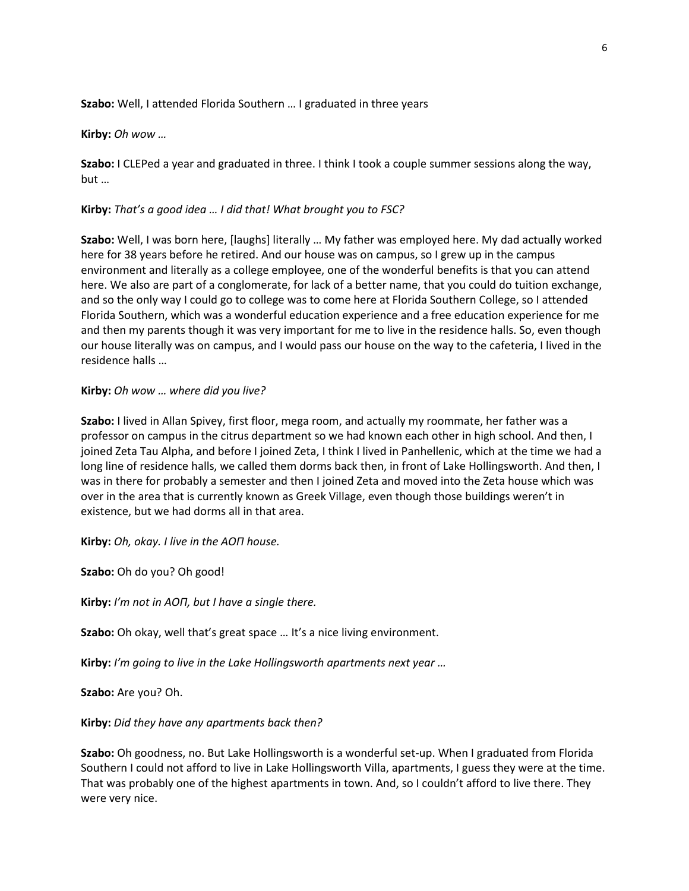**Szabo:** Well, I attended Florida Southern … I graduated in three years

**Kirby:** *Oh wow …*

**Szabo:** I CLEPed a year and graduated in three. I think I took a couple summer sessions along the way, but …

**Kirby:** *That's a good idea … I did that! What brought you to FSC?*

**Szabo:** Well, I was born here, [laughs] literally … My father was employed here. My dad actually worked here for 38 years before he retired. And our house was on campus, so I grew up in the campus environment and literally as a college employee, one of the wonderful benefits is that you can attend here. We also are part of a conglomerate, for lack of a better name, that you could do tuition exchange, and so the only way I could go to college was to come here at Florida Southern College, so I attended Florida Southern, which was a wonderful education experience and a free education experience for me and then my parents though it was very important for me to live in the residence halls. So, even though our house literally was on campus, and I would pass our house on the way to the cafeteria, I lived in the residence halls …

**Kirby:** *Oh wow … where did you live?*

**Szabo:** I lived in Allan Spivey, first floor, mega room, and actually my roommate, her father was a professor on campus in the citrus department so we had known each other in high school. And then, I joined Zeta Tau Alpha, and before I joined Zeta, I think I lived in Panhellenic, which at the time we had a long line of residence halls, we called them dorms back then, in front of Lake Hollingsworth. And then, I was in there for probably a semester and then I joined Zeta and moved into the Zeta house which was over in the area that is currently known as Greek Village, even though those buildings weren't in existence, but we had dorms all in that area.

**Kirby:** *Oh, okay. I live in the AOΠ house.*

**Szabo:** Oh do you? Oh good!

**Kirby:** *I'm not in AOΠ, but I have a single there.*

**Szabo:** Oh okay, well that's great space … It's a nice living environment.

**Kirby:** *I'm going to live in the Lake Hollingsworth apartments next year …*

**Szabo:** Are you? Oh.

**Kirby:** *Did they have any apartments back then?*

**Szabo:** Oh goodness, no. But Lake Hollingsworth is a wonderful set-up. When I graduated from Florida Southern I could not afford to live in Lake Hollingsworth Villa, apartments, I guess they were at the time. That was probably one of the highest apartments in town. And, so I couldn't afford to live there. They were very nice.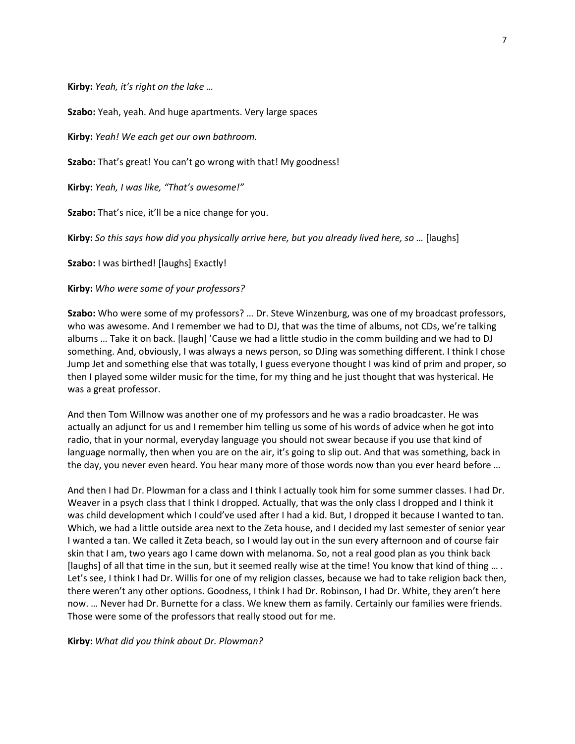**Kirby:** *Yeah, it's right on the lake …*

**Szabo:** Yeah, yeah. And huge apartments. Very large spaces

**Kirby:** *Yeah! We each get our own bathroom.*

**Szabo:** That's great! You can't go wrong with that! My goodness!

**Kirby:** *Yeah, I was like, "That's awesome!"*

**Szabo:** That's nice, it'll be a nice change for you.

**Kirby:** *So this says how did you physically arrive here, but you already lived here, so …* [laughs]

**Szabo:** I was birthed! [laughs] Exactly!

**Kirby:** *Who were some of your professors?*

**Szabo:** Who were some of my professors? … Dr. Steve Winzenburg, was one of my broadcast professors, who was awesome. And I remember we had to DJ, that was the time of albums, not CDs, we're talking albums … Take it on back. [laugh] 'Cause we had a little studio in the comm building and we had to DJ something. And, obviously, I was always a news person, so DJing was something different. I think I chose Jump Jet and something else that was totally, I guess everyone thought I was kind of prim and proper, so then I played some wilder music for the time, for my thing and he just thought that was hysterical. He was a great professor.

And then Tom Willnow was another one of my professors and he was a radio broadcaster. He was actually an adjunct for us and I remember him telling us some of his words of advice when he got into radio, that in your normal, everyday language you should not swear because if you use that kind of language normally, then when you are on the air, it's going to slip out. And that was something, back in the day, you never even heard. You hear many more of those words now than you ever heard before …

And then I had Dr. Plowman for a class and I think I actually took him for some summer classes. I had Dr. Weaver in a psych class that I think I dropped. Actually, that was the only class I dropped and I think it was child development which I could've used after I had a kid. But, I dropped it because I wanted to tan. Which, we had a little outside area next to the Zeta house, and I decided my last semester of senior year I wanted a tan. We called it Zeta beach, so I would lay out in the sun every afternoon and of course fair skin that I am, two years ago I came down with melanoma. So, not a real good plan as you think back [laughs] of all that time in the sun, but it seemed really wise at the time! You know that kind of thing … . Let's see, I think I had Dr. Willis for one of my religion classes, because we had to take religion back then, there weren't any other options. Goodness, I think I had Dr. Robinson, I had Dr. White, they aren't here now. … Never had Dr. Burnette for a class. We knew them as family. Certainly our families were friends. Those were some of the professors that really stood out for me.

**Kirby:** *What did you think about Dr. Plowman?*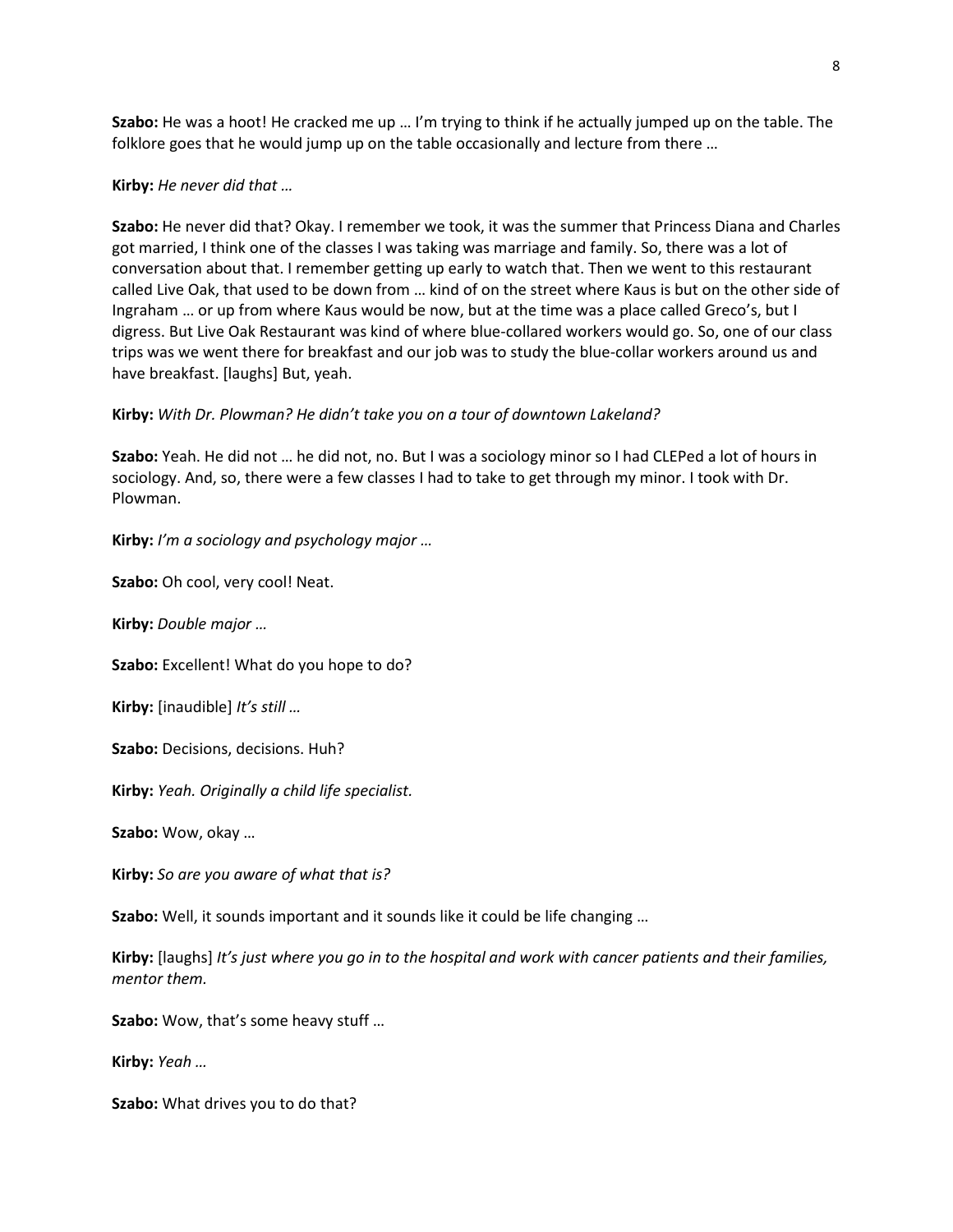**Szabo:** He was a hoot! He cracked me up … I'm trying to think if he actually jumped up on the table. The folklore goes that he would jump up on the table occasionally and lecture from there …

**Kirby:** *He never did that …*

**Szabo:** He never did that? Okay. I remember we took, it was the summer that Princess Diana and Charles got married, I think one of the classes I was taking was marriage and family. So, there was a lot of conversation about that. I remember getting up early to watch that. Then we went to this restaurant called Live Oak, that used to be down from … kind of on the street where Kaus is but on the other side of Ingraham … or up from where Kaus would be now, but at the time was a place called Greco's, but I digress. But Live Oak Restaurant was kind of where blue-collared workers would go. So, one of our class trips was we went there for breakfast and our job was to study the blue-collar workers around us and have breakfast. [laughs] But, yeah.

**Kirby:** *With Dr. Plowman? He didn't take you on a tour of downtown Lakeland?*

**Szabo:** Yeah. He did not … he did not, no. But I was a sociology minor so I had CLEPed a lot of hours in sociology. And, so, there were a few classes I had to take to get through my minor. I took with Dr. Plowman.

**Kirby:** *I'm a sociology and psychology major …*

**Szabo:** Oh cool, very cool! Neat.

**Kirby:** *Double major …*

**Szabo:** Excellent! What do you hope to do?

**Kirby:** [inaudible] *It's still …*

**Szabo:** Decisions, decisions. Huh?

**Kirby:** *Yeah. Originally a child life specialist.*

**Szabo:** Wow, okay …

**Kirby:** *So are you aware of what that is?*

**Szabo:** Well, it sounds important and it sounds like it could be life changing …

**Kirby:** [laughs] *It's just where you go in to the hospital and work with cancer patients and their families, mentor them.*

**Szabo:** Wow, that's some heavy stuff …

**Kirby:** *Yeah …*

**Szabo:** What drives you to do that?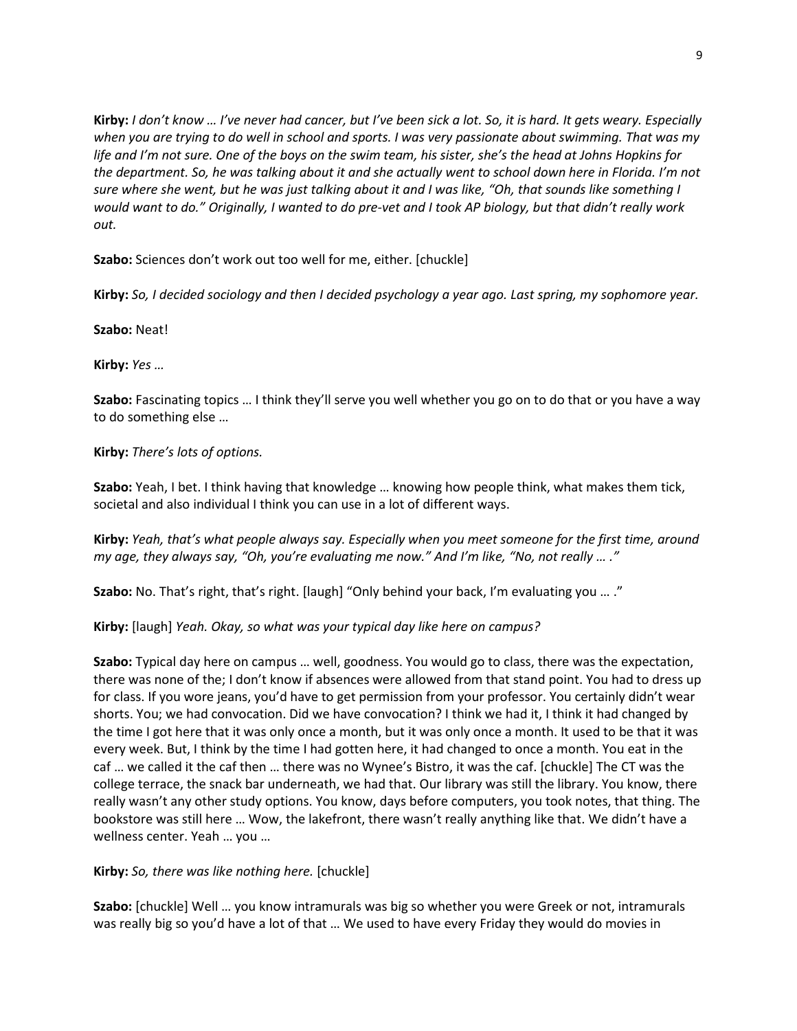**Kirby:** *I don't know … I've never had cancer, but I've been sick a lot. So, it is hard. It gets weary. Especially when you are trying to do well in school and sports. I was very passionate about swimming. That was my life and I'm not sure. One of the boys on the swim team, his sister, she's the head at Johns Hopkins for the department. So, he was talking about it and she actually went to school down here in Florida. I'm not sure where she went, but he was just talking about it and I was like, "Oh, that sounds like something I would want to do." Originally, I wanted to do pre-vet and I took AP biology, but that didn't really work out.*

**Szabo:** Sciences don't work out too well for me, either. [chuckle]

**Kirby:** *So, I decided sociology and then I decided psychology a year ago. Last spring, my sophomore year.*

**Szabo:** Neat!

**Kirby:** *Yes …*

**Szabo:** Fascinating topics … I think they'll serve you well whether you go on to do that or you have a way to do something else …

**Kirby:** *There's lots of options.*

**Szabo:** Yeah, I bet. I think having that knowledge … knowing how people think, what makes them tick, societal and also individual I think you can use in a lot of different ways.

**Kirby:** *Yeah, that's what people always say. Especially when you meet someone for the first time, around my age, they always say, "Oh, you're evaluating me now." And I'm like, "No, not really … ."*

**Szabo:** No. That's right, that's right. [laugh] "Only behind your back, I'm evaluating you … ."

**Kirby:** [laugh] *Yeah. Okay, so what was your typical day like here on campus?*

**Szabo:** Typical day here on campus … well, goodness. You would go to class, there was the expectation, there was none of the; I don't know if absences were allowed from that stand point. You had to dress up for class. If you wore jeans, you'd have to get permission from your professor. You certainly didn't wear shorts. You; we had convocation. Did we have convocation? I think we had it, I think it had changed by the time I got here that it was only once a month, but it was only once a month. It used to be that it was every week. But, I think by the time I had gotten here, it had changed to once a month. You eat in the caf … we called it the caf then … there was no Wynee's Bistro, it was the caf. [chuckle] The CT was the college terrace, the snack bar underneath, we had that. Our library was still the library. You know, there really wasn't any other study options. You know, days before computers, you took notes, that thing. The bookstore was still here … Wow, the lakefront, there wasn't really anything like that. We didn't have a wellness center. Yeah … you …

**Kirby:** *So, there was like nothing here.* [chuckle]

**Szabo:** [chuckle] Well … you know intramurals was big so whether you were Greek or not, intramurals was really big so you'd have a lot of that … We used to have every Friday they would do movies in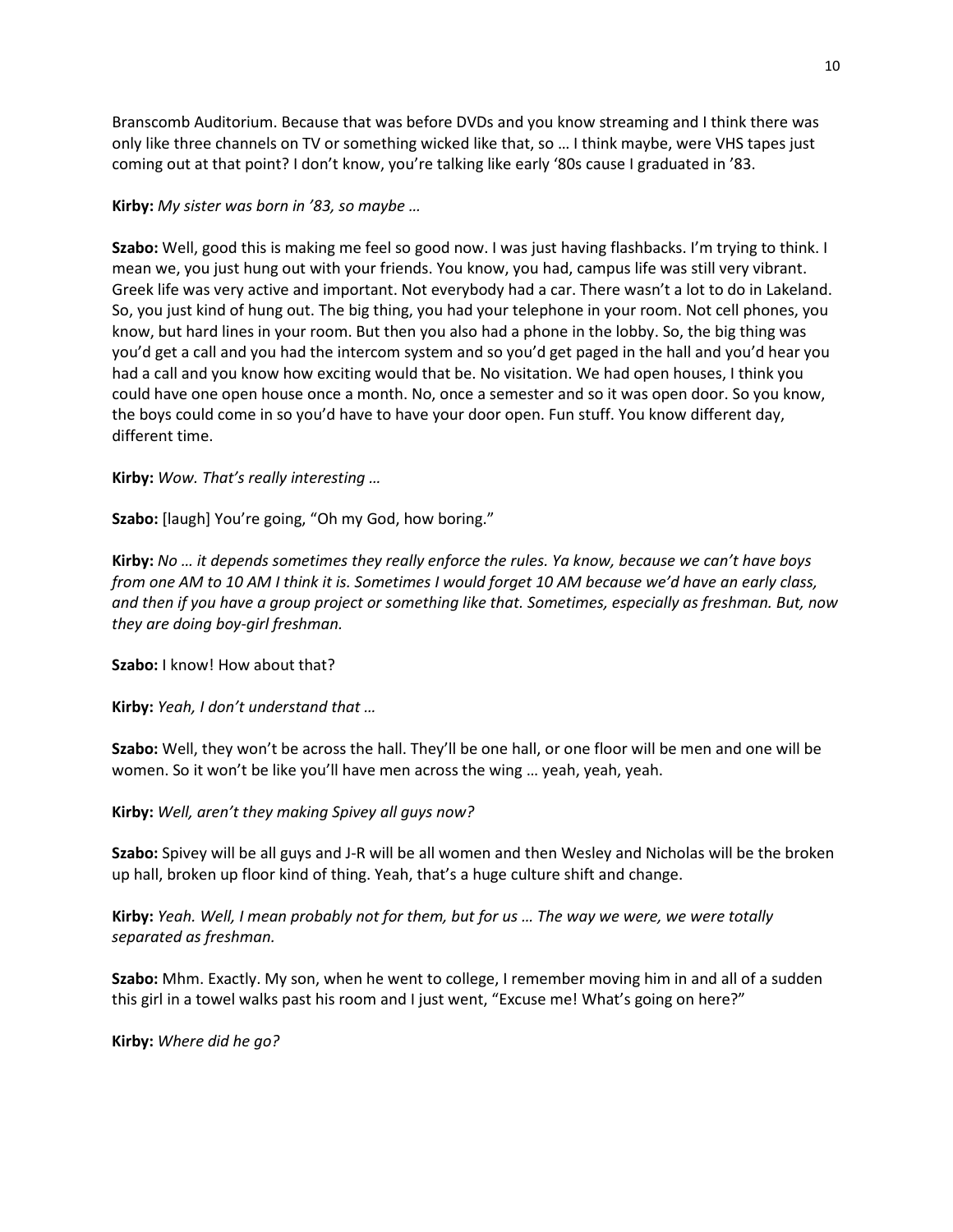Branscomb Auditorium. Because that was before DVDs and you know streaming and I think there was only like three channels on TV or something wicked like that, so … I think maybe, were VHS tapes just coming out at that point? I don't know, you're talking like early '80s cause I graduated in '83.

**Kirby:** *My sister was born in '83, so maybe …*

**Szabo:** Well, good this is making me feel so good now. I was just having flashbacks. I'm trying to think. I mean we, you just hung out with your friends. You know, you had, campus life was still very vibrant. Greek life was very active and important. Not everybody had a car. There wasn't a lot to do in Lakeland. So, you just kind of hung out. The big thing, you had your telephone in your room. Not cell phones, you know, but hard lines in your room. But then you also had a phone in the lobby. So, the big thing was you'd get a call and you had the intercom system and so you'd get paged in the hall and you'd hear you had a call and you know how exciting would that be. No visitation. We had open houses, I think you could have one open house once a month. No, once a semester and so it was open door. So you know, the boys could come in so you'd have to have your door open. Fun stuff. You know different day, different time.

**Kirby:** *Wow. That's really interesting …*

**Szabo:** [laugh] You're going, "Oh my God, how boring."

**Kirby:** *No … it depends sometimes they really enforce the rules. Ya know, because we can't have boys from one AM to 10 AM I think it is. Sometimes I would forget 10 AM because we'd have an early class, and then if you have a group project or something like that. Sometimes, especially as freshman. But, now they are doing boy-girl freshman.*

**Szabo:** I know! How about that?

**Kirby:** *Yeah, I don't understand that …*

**Szabo:** Well, they won't be across the hall. They'll be one hall, or one floor will be men and one will be women. So it won't be like you'll have men across the wing … yeah, yeah, yeah.

**Kirby:** *Well, aren't they making Spivey all guys now?*

**Szabo:** Spivey will be all guys and J-R will be all women and then Wesley and Nicholas will be the broken up hall, broken up floor kind of thing. Yeah, that's a huge culture shift and change.

**Kirby:** *Yeah. Well, I mean probably not for them, but for us … The way we were, we were totally separated as freshman.*

**Szabo:** Mhm. Exactly. My son, when he went to college, I remember moving him in and all of a sudden this girl in a towel walks past his room and I just went, "Excuse me! What's going on here?"

**Kirby:** *Where did he go?*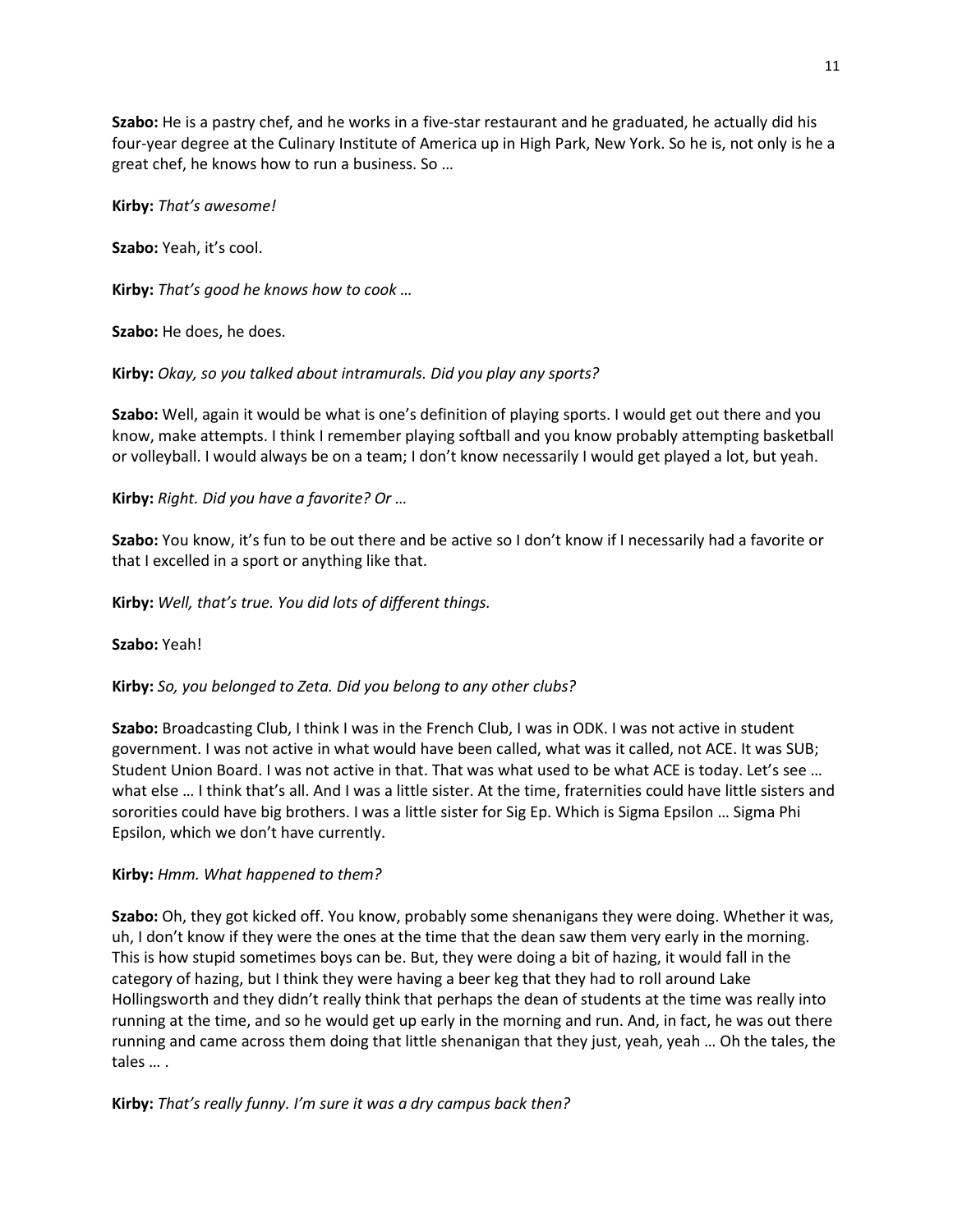**Szabo:** He is a pastry chef, and he works in a five-star restaurant and he graduated, he actually did his four-year degree at the Culinary Institute of America up in High Park, New York. So he is, not only is he a great chef, he knows how to run a business. So …

**Kirby:** *That's awesome!*

**Szabo:** Yeah, it's cool.

**Kirby:** *That's good he knows how to cook …*

**Szabo:** He does, he does.

**Kirby:** *Okay, so you talked about intramurals. Did you play any sports?*

**Szabo:** Well, again it would be what is one's definition of playing sports. I would get out there and you know, make attempts. I think I remember playing softball and you know probably attempting basketball or volleyball. I would always be on a team; I don't know necessarily I would get played a lot, but yeah.

**Kirby:** *Right. Did you have a favorite? Or …*

**Szabo:** You know, it's fun to be out there and be active so I don't know if I necessarily had a favorite or that I excelled in a sport or anything like that.

**Kirby:** *Well, that's true. You did lots of different things.*

**Szabo:** Yeah!

**Kirby:** *So, you belonged to Zeta. Did you belong to any other clubs?*

**Szabo:** Broadcasting Club, I think I was in the French Club, I was in ODK. I was not active in student government. I was not active in what would have been called, what was it called, not ACE. It was SUB; Student Union Board. I was not active in that. That was what used to be what ACE is today. Let's see … what else … I think that's all. And I was a little sister. At the time, fraternities could have little sisters and sororities could have big brothers. I was a little sister for Sig Ep. Which is Sigma Epsilon … Sigma Phi Epsilon, which we don't have currently.

**Kirby:** *Hmm. What happened to them?*

**Szabo:** Oh, they got kicked off. You know, probably some shenanigans they were doing. Whether it was, uh, I don't know if they were the ones at the time that the dean saw them very early in the morning. This is how stupid sometimes boys can be. But, they were doing a bit of hazing, it would fall in the category of hazing, but I think they were having a beer keg that they had to roll around Lake Hollingsworth and they didn't really think that perhaps the dean of students at the time was really into running at the time, and so he would get up early in the morning and run. And, in fact, he was out there running and came across them doing that little shenanigan that they just, yeah, yeah … Oh the tales, the tales … .

**Kirby:** *That's really funny. I'm sure it was a dry campus back then?*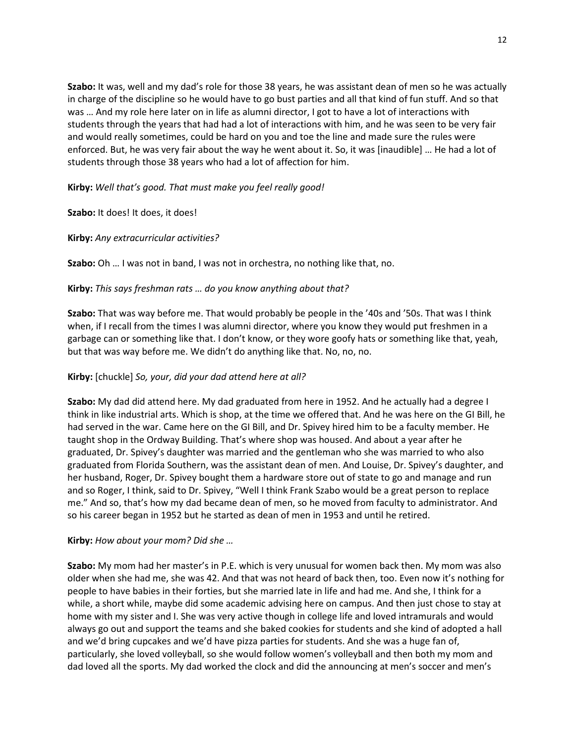**Szabo:** It was, well and my dad's role for those 38 years, he was assistant dean of men so he was actually in charge of the discipline so he would have to go bust parties and all that kind of fun stuff. And so that was … And my role here later on in life as alumni director, I got to have a lot of interactions with students through the years that had had a lot of interactions with him, and he was seen to be very fair and would really sometimes, could be hard on you and toe the line and made sure the rules were enforced. But, he was very fair about the way he went about it. So, it was [inaudible] … He had a lot of students through those 38 years who had a lot of affection for him.

**Kirby:** *Well that's good. That must make you feel really good!*

**Szabo:** It does! It does, it does!

**Kirby:** *Any extracurricular activities?*

**Szabo:** Oh … I was not in band, I was not in orchestra, no nothing like that, no.

**Kirby:** *This says freshman rats … do you know anything about that?*

**Szabo:** That was way before me. That would probably be people in the '40s and '50s. That was I think when, if I recall from the times I was alumni director, where you know they would put freshmen in a garbage can or something like that. I don't know, or they wore goofy hats or something like that, yeah, but that was way before me. We didn't do anything like that. No, no, no.

**Kirby:** [chuckle] *So, your, did your dad attend here at all?*

**Szabo:** My dad did attend here. My dad graduated from here in 1952. And he actually had a degree I think in like industrial arts. Which is shop, at the time we offered that. And he was here on the GI Bill, he had served in the war. Came here on the GI Bill, and Dr. Spivey hired him to be a faculty member. He taught shop in the Ordway Building. That's where shop was housed. And about a year after he graduated, Dr. Spivey's daughter was married and the gentleman who she was married to who also graduated from Florida Southern, was the assistant dean of men. And Louise, Dr. Spivey's daughter, and her husband, Roger, Dr. Spivey bought them a hardware store out of state to go and manage and run and so Roger, I think, said to Dr. Spivey, "Well I think Frank Szabo would be a great person to replace me." And so, that's how my dad became dean of men, so he moved from faculty to administrator. And so his career began in 1952 but he started as dean of men in 1953 and until he retired.

**Kirby:** *How about your mom? Did she …*

**Szabo:** My mom had her master's in P.E. which is very unusual for women back then. My mom was also older when she had me, she was 42. And that was not heard of back then, too. Even now it's nothing for people to have babies in their forties, but she married late in life and had me. And she, I think for a while, a short while, maybe did some academic advising here on campus. And then just chose to stay at home with my sister and I. She was very active though in college life and loved intramurals and would always go out and support the teams and she baked cookies for students and she kind of adopted a hall and we'd bring cupcakes and we'd have pizza parties for students. And she was a huge fan of, particularly, she loved volleyball, so she would follow women's volleyball and then both my mom and dad loved all the sports. My dad worked the clock and did the announcing at men's soccer and men's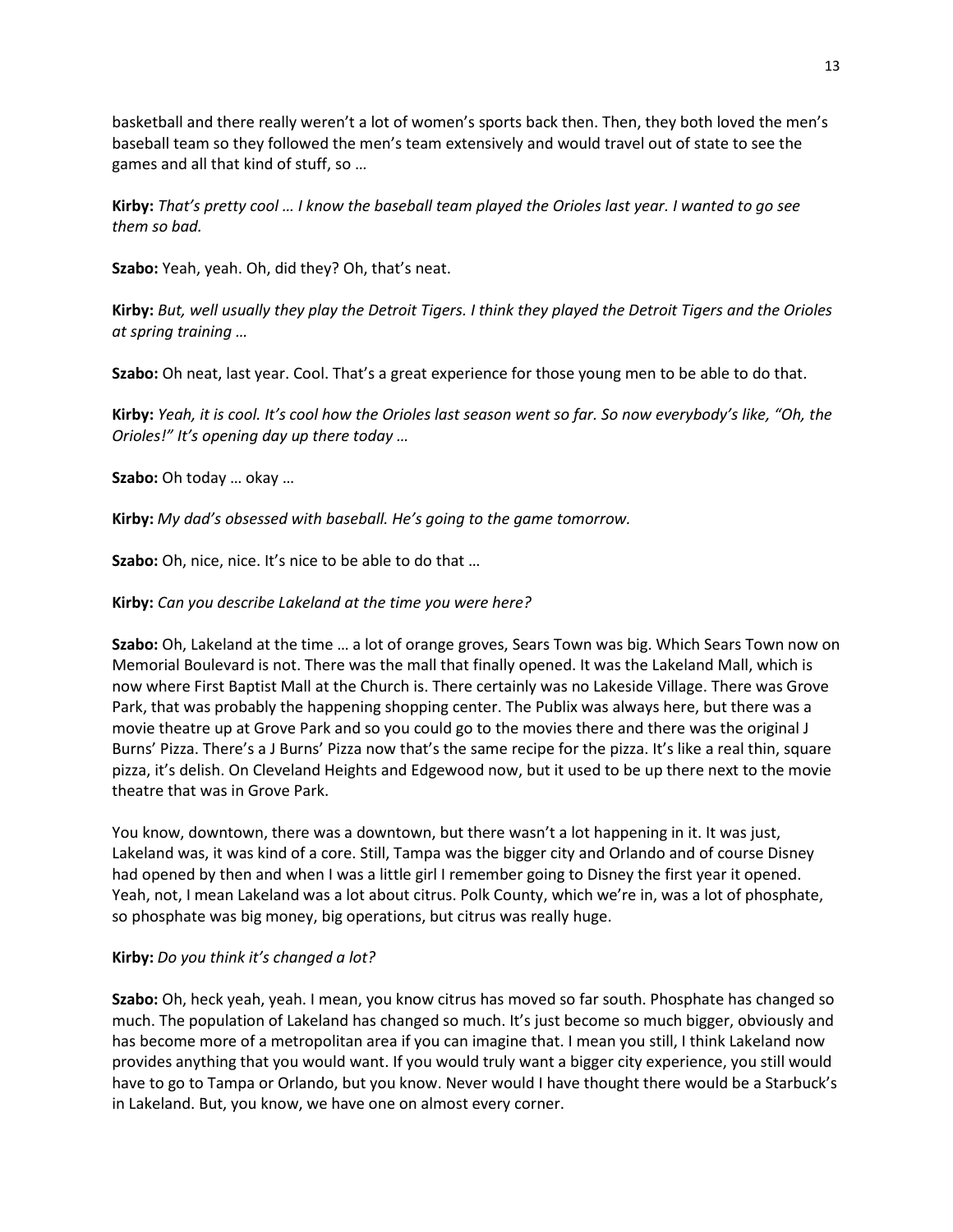basketball and there really weren't a lot of women's sports back then. Then, they both loved the men's baseball team so they followed the men's team extensively and would travel out of state to see the games and all that kind of stuff, so …

**Kirby:** *That's pretty cool … I know the baseball team played the Orioles last year. I wanted to go see them so bad.*

**Szabo:** Yeah, yeah. Oh, did they? Oh, that's neat.

**Kirby:** *But, well usually they play the Detroit Tigers. I think they played the Detroit Tigers and the Orioles at spring training …*

**Szabo:** Oh neat, last year. Cool. That's a great experience for those young men to be able to do that.

**Kirby:** *Yeah, it is cool. It's cool how the Orioles last season went so far. So now everybody's like, "Oh, the Orioles!" It's opening day up there today …*

**Szabo:** Oh today … okay …

**Kirby:** *My dad's obsessed with baseball. He's going to the game tomorrow.*

**Szabo:** Oh, nice, nice. It's nice to be able to do that …

**Kirby:** *Can you describe Lakeland at the time you were here?*

**Szabo:** Oh, Lakeland at the time … a lot of orange groves, Sears Town was big. Which Sears Town now on Memorial Boulevard is not. There was the mall that finally opened. It was the Lakeland Mall, which is now where First Baptist Mall at the Church is. There certainly was no Lakeside Village. There was Grove Park, that was probably the happening shopping center. The Publix was always here, but there was a movie theatre up at Grove Park and so you could go to the movies there and there was the original J Burns' Pizza. There's a J Burns' Pizza now that's the same recipe for the pizza. It's like a real thin, square pizza, it's delish. On Cleveland Heights and Edgewood now, but it used to be up there next to the movie theatre that was in Grove Park.

You know, downtown, there was a downtown, but there wasn't a lot happening in it. It was just, Lakeland was, it was kind of a core. Still, Tampa was the bigger city and Orlando and of course Disney had opened by then and when I was a little girl I remember going to Disney the first year it opened. Yeah, not, I mean Lakeland was a lot about citrus. Polk County, which we're in, was a lot of phosphate, so phosphate was big money, big operations, but citrus was really huge.

**Kirby:** *Do you think it's changed a lot?*

**Szabo:** Oh, heck yeah, yeah. I mean, you know citrus has moved so far south. Phosphate has changed so much. The population of Lakeland has changed so much. It's just become so much bigger, obviously and has become more of a metropolitan area if you can imagine that. I mean you still, I think Lakeland now provides anything that you would want. If you would truly want a bigger city experience, you still would have to go to Tampa or Orlando, but you know. Never would I have thought there would be a Starbuck's in Lakeland. But, you know, we have one on almost every corner.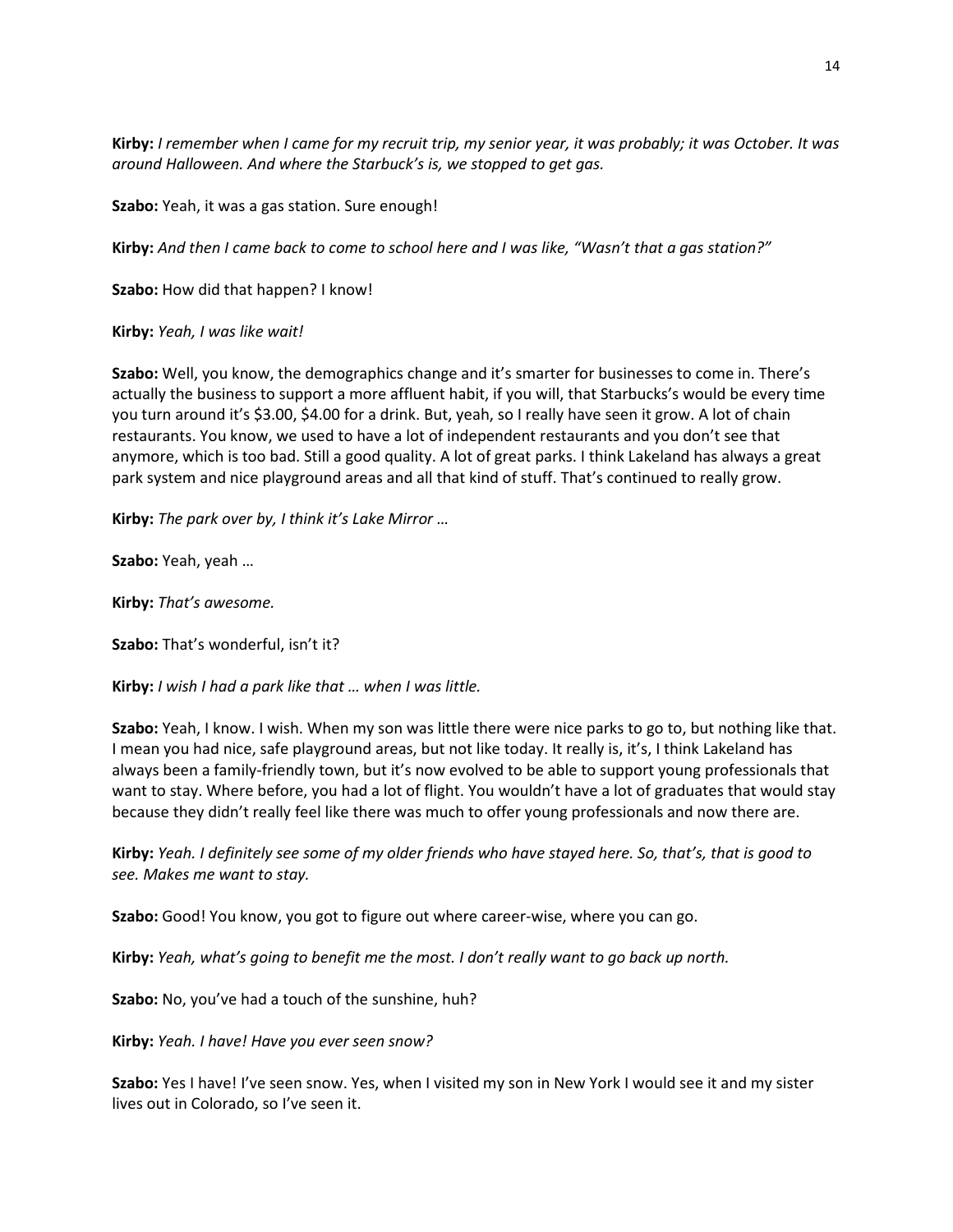**Kirby:** *I remember when I came for my recruit trip, my senior year, it was probably; it was October. It was around Halloween. And where the Starbuck's is, we stopped to get gas.*

**Szabo:** Yeah, it was a gas station. Sure enough!

**Kirby:** *And then I came back to come to school here and I was like, "Wasn't that a gas station?"*

**Szabo:** How did that happen? I know!

**Kirby:** *Yeah, I was like wait!*

**Szabo:** Well, you know, the demographics change and it's smarter for businesses to come in. There's actually the business to support a more affluent habit, if you will, that Starbucks's would be every time you turn around it's $3.00, $4.00 for a drink. But, yeah, so I really have seen it grow. A lot of chain restaurants. You know, we used to have a lot of independent restaurants and you don't see that anymore, which is too bad. Still a good quality. A lot of great parks. I think Lakeland has always a great park system and nice playground areas and all that kind of stuff. That's continued to really grow.

**Kirby:** *The park over by, I think it's Lake Mirror …*

**Szabo:** Yeah, yeah …

**Kirby:** *That's awesome.*

**Szabo:** That's wonderful, isn't it?

**Kirby:** *I wish I had a park like that … when I was little.*

**Szabo:** Yeah, I know. I wish. When my son was little there were nice parks to go to, but nothing like that. I mean you had nice, safe playground areas, but not like today. It really is, it's, I think Lakeland has always been a family-friendly town, but it's now evolved to be able to support young professionals that want to stay. Where before, you had a lot of flight. You wouldn't have a lot of graduates that would stay because they didn't really feel like there was much to offer young professionals and now there are.

**Kirby:** *Yeah. I definitely see some of my older friends who have stayed here. So, that's, that is good to see. Makes me want to stay.*

**Szabo:** Good! You know, you got to figure out where career-wise, where you can go.

**Kirby:** *Yeah, what's going to benefit me the most. I don't really want to go back up north.*

**Szabo:** No, you've had a touch of the sunshine, huh?

**Kirby:** *Yeah. I have! Have you ever seen snow?*

**Szabo:** Yes I have! I've seen snow. Yes, when I visited my son in New York I would see it and my sister lives out in Colorado, so I've seen it.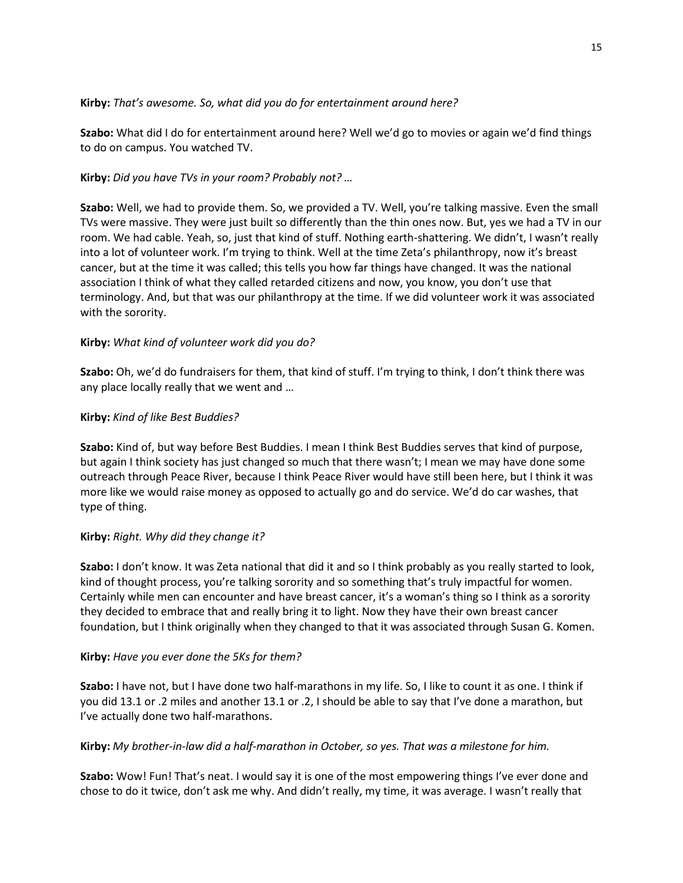**Kirby:** *That's awesome. So, what did you do for entertainment around here?*

**Szabo:** What did I do for entertainment around here? Well we'd go to movies or again we'd find things to do on campus. You watched TV.

**Kirby:** *Did you have TVs in your room? Probably not? …*

**Szabo:** Well, we had to provide them. So, we provided a TV. Well, you're talking massive. Even the small TVs were massive. They were just built so differently than the thin ones now. But, yes we had a TV in our room. We had cable. Yeah, so, just that kind of stuff. Nothing earth-shattering. We didn't, I wasn't really into a lot of volunteer work. I'm trying to think. Well at the time Zeta's philanthropy, now it's breast cancer, but at the time it was called; this tells you how far things have changed. It was the national association I think of what they called retarded citizens and now, you know, you don't use that terminology. And, but that was our philanthropy at the time. If we did volunteer work it was associated with the sorority.

**Kirby:** *What kind of volunteer work did you do?*

**Szabo:** Oh, we'd do fundraisers for them, that kind of stuff. I'm trying to think, I don't think there was any place locally really that we went and …

**Kirby:** *Kind of like Best Buddies?*

**Szabo:** Kind of, but way before Best Buddies. I mean I think Best Buddies serves that kind of purpose, but again I think society has just changed so much that there wasn't; I mean we may have done some outreach through Peace River, because I think Peace River would have still been here, but I think it was more like we would raise money as opposed to actually go and do service. We'd do car washes, that type of thing.

**Kirby:** *Right. Why did they change it?*

**Szabo:** I don't know. It was Zeta national that did it and so I think probably as you really started to look, kind of thought process, you're talking sorority and so something that's truly impactful for women. Certainly while men can encounter and have breast cancer, it's a woman's thing so I think as a sorority they decided to embrace that and really bring it to light. Now they have their own breast cancer foundation, but I think originally when they changed to that it was associated through Susan G. Komen.

**Kirby:** *Have you ever done the 5Ks for them?*

**Szabo:** I have not, but I have done two half-marathons in my life. So, I like to count it as one. I think if you did 13.1 or .2 miles and another 13.1 or .2, I should be able to say that I've done a marathon, but I've actually done two half-marathons.

**Kirby:** *My brother-in-law did a half-marathon in October, so yes. That was a milestone for him.*

**Szabo:** Wow! Fun! That's neat. I would say it is one of the most empowering things I've ever done and chose to do it twice, don't ask me why. And didn't really, my time, it was average. I wasn't really that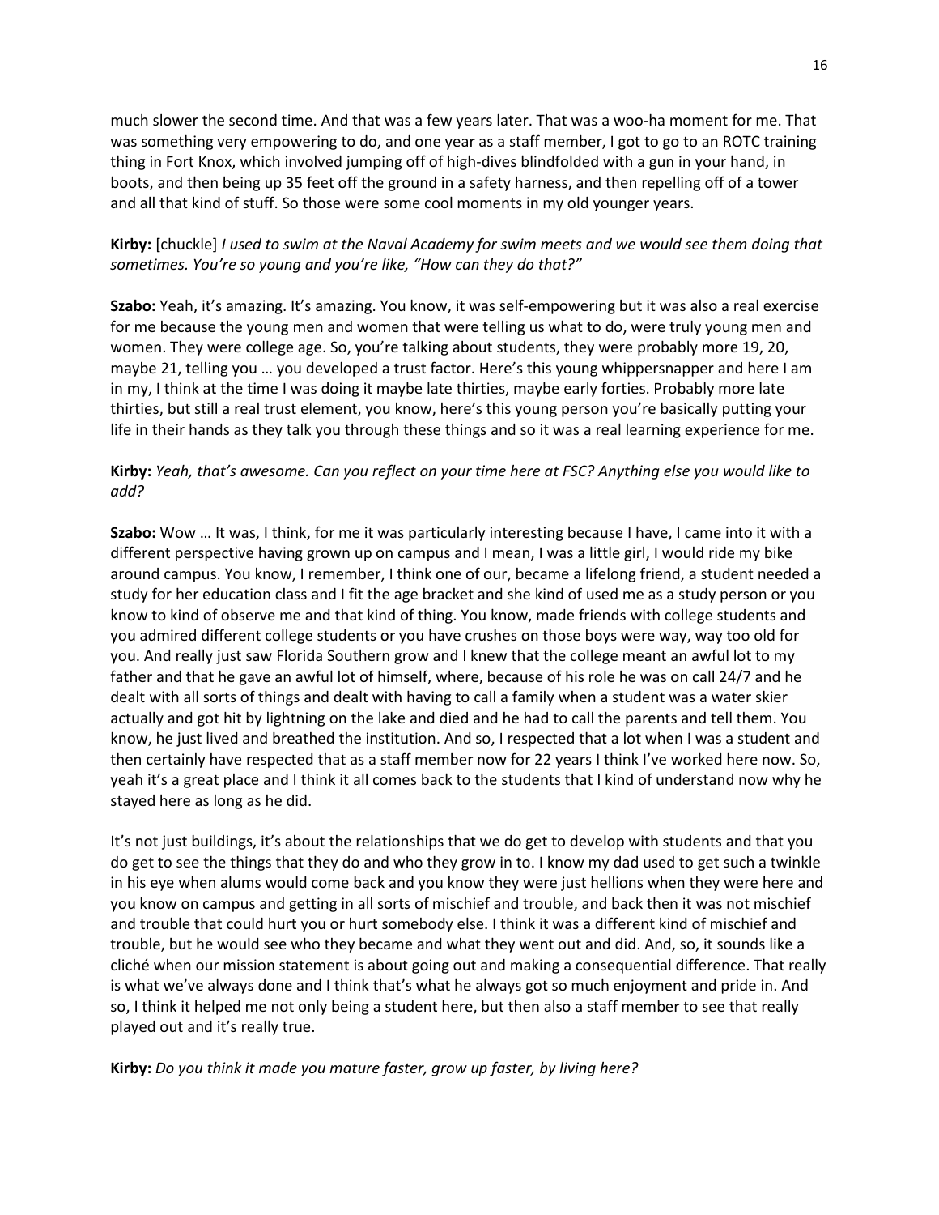much slower the second time. And that was a few years later. That was a woo-ha moment for me. That was something very empowering to do, and one year as a staff member, I got to go to an ROTC training thing in Fort Knox, which involved jumping off of high-dives blindfolded with a gun in your hand, in boots, and then being up 35 feet off the ground in a safety harness, and then repelling off of a tower and all that kind of stuff. So those were some cool moments in my old younger years.

**Kirby:** [chuckle] *I used to swim at the Naval Academy for swim meets and we would see them doing that sometimes. You're so young and you're like, "How can they do that?"*

**Szabo:** Yeah, it's amazing. It's amazing. You know, it was self-empowering but it was also a real exercise for me because the young men and women that were telling us what to do, were truly young men and women. They were college age. So, you're talking about students, they were probably more 19, 20, maybe 21, telling you … you developed a trust factor. Here's this young whippersnapper and here I am in my, I think at the time I was doing it maybe late thirties, maybe early forties. Probably more late thirties, but still a real trust element, you know, here's this young person you're basically putting your life in their hands as they talk you through these things and so it was a real learning experience for me.

**Kirby:** *Yeah, that's awesome. Can you reflect on your time here at FSC? Anything else you would like to add?*

**Szabo:** Wow … It was, I think, for me it was particularly interesting because I have, I came into it with a different perspective having grown up on campus and I mean, I was a little girl, I would ride my bike around campus. You know, I remember, I think one of our, became a lifelong friend, a student needed a study for her education class and I fit the age bracket and she kind of used me as a study person or you know to kind of observe me and that kind of thing. You know, made friends with college students and you admired different college students or you have crushes on those boys were way, way too old for you. And really just saw Florida Southern grow and I knew that the college meant an awful lot to my father and that he gave an awful lot of himself, where, because of his role he was on call 24/7 and he dealt with all sorts of things and dealt with having to call a family when a student was a water skier actually and got hit by lightning on the lake and died and he had to call the parents and tell them. You know, he just lived and breathed the institution. And so, I respected that a lot when I was a student and then certainly have respected that as a staff member now for 22 years I think I've worked here now. So, yeah it's a great place and I think it all comes back to the students that I kind of understand now why he stayed here as long as he did.

It's not just buildings, it's about the relationships that we do get to develop with students and that you do get to see the things that they do and who they grow in to. I know my dad used to get such a twinkle in his eye when alums would come back and you know they were just hellions when they were here and you know on campus and getting in all sorts of mischief and trouble, and back then it was not mischief and trouble that could hurt you or hurt somebody else. I think it was a different kind of mischief and trouble, but he would see who they became and what they went out and did. And, so, it sounds like a cliché when our mission statement is about going out and making a consequential difference. That really is what we've always done and I think that's what he always got so much enjoyment and pride in. And so, I think it helped me not only being a student here, but then also a staff member to see that really played out and it's really true.

**Kirby:** *Do you think it made you mature faster, grow up faster, by living here?*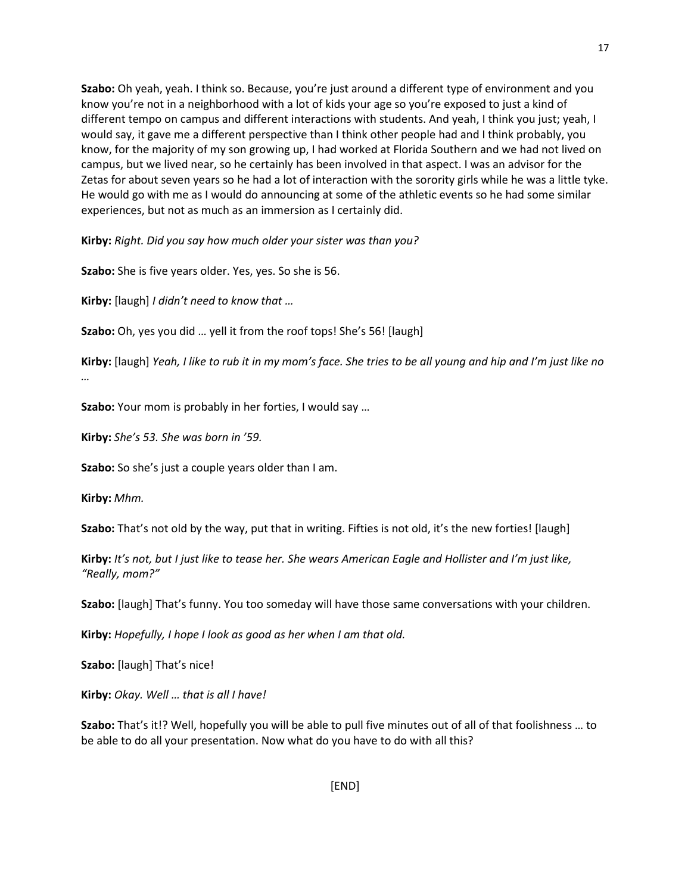**Szabo:** Oh yeah, yeah. I think so. Because, you're just around a different type of environment and you know you're not in a neighborhood with a lot of kids your age so you're exposed to just a kind of different tempo on campus and different interactions with students. And yeah, I think you just; yeah, I would say, it gave me a different perspective than I think other people had and I think probably, you know, for the majority of my son growing up, I had worked at Florida Southern and we had not lived on campus, but we lived near, so he certainly has been involved in that aspect. I was an advisor for the Zetas for about seven years so he had a lot of interaction with the sorority girls while he was a little tyke. He would go with me as I would do announcing at some of the athletic events so he had some similar experiences, but not as much as an immersion as I certainly did.

**Kirby:** *Right. Did you say how much older your sister was than you?*

**Szabo:** She is five years older. Yes, yes. So she is 56.

**Kirby:** [laugh] *I didn't need to know that …*

**Szabo:** Oh, yes you did … yell it from the roof tops! She's 56! [laugh]

**Kirby:** [laugh] *Yeah, I like to rub it in my mom's face. She tries to be all young and hip and I'm just like no …*

**Szabo:** Your mom is probably in her forties, I would say …

**Kirby:** *She's 53. She was born in '59.*

**Szabo:** So she's just a couple years older than I am.

**Kirby:** *Mhm.*

**Szabo:** That's not old by the way, put that in writing. Fifties is not old, it's the new forties! [laugh]

**Kirby:** *It's not, but I just like to tease her. She wears American Eagle and Hollister and I'm just like, "Really, mom?"*

**Szabo:** [laugh] That's funny. You too someday will have those same conversations with your children.

**Kirby:** *Hopefully, I hope I look as good as her when I am that old.*

**Szabo:** [laugh] That's nice!

**Kirby:** *Okay. Well … that is all I have!*

**Szabo:** That's it!? Well, hopefully you will be able to pull five minutes out of all of that foolishness … to be able to do all your presentation. Now what do you have to do with all this?

[END]